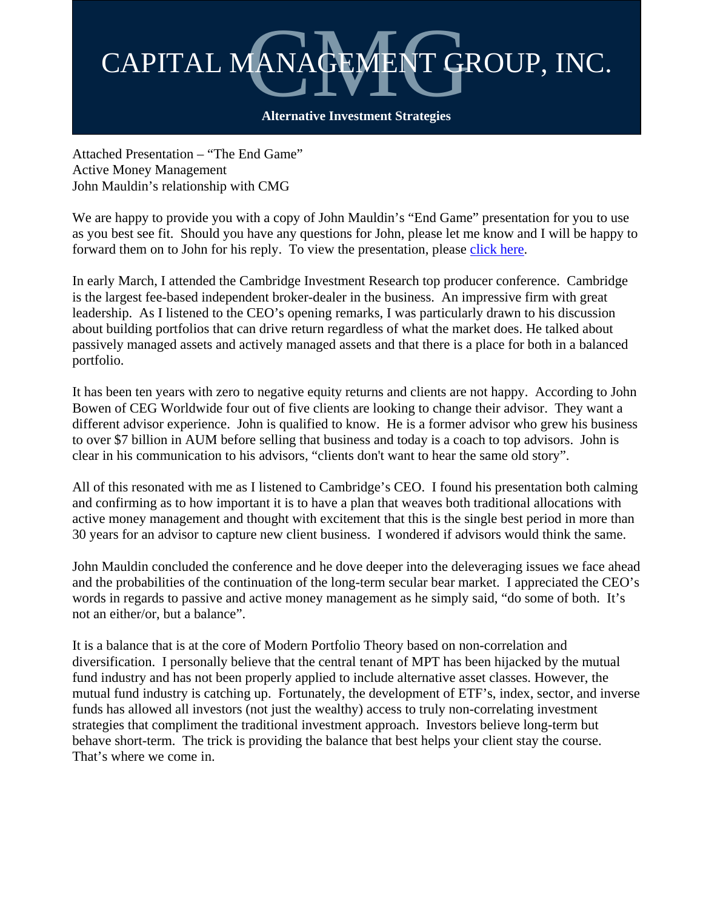# CAPITAL MANAGEMENT GROUP, INC.

**Alternative Investment Strategies**

Attached Presentation – "The End Game"
Active Money Management
John Mauldin's relationship with CMG

We are happy to provide you with a copy of John Mauldin's "End Game" presentation for you to use as you best see fit. Should you have any questions for John, please let me know and I will be happy to forward them on to John for his reply. To view the presentation, please click here.

In early March, I attended the Cambridge Investment Research top producer conference. Cambridge is the largest fee-based independent broker-dealer in the business. An impressive firm with great leadership. As I listened to the CEO's opening remarks, I was particularly drawn to his discussion about building portfolios that can drive return regardless of what the market does. He talked about passively managed assets and actively managed assets and that there is a place for both in a balanced portfolio.

It has been ten years with zero to negative equity returns and clients are not happy. According to John Bowen of CEG Worldwide four out of five clients are looking to change their advisor. They want a different advisor experience. John is qualified to know. He is a former advisor who grew his business to over $7 billion in AUM before selling that business and today is a coach to top advisors. John is clear in his communication to his advisors, "clients don't want to hear the same old story".

All of this resonated with me as I listened to Cambridge's CEO. I found his presentation both calming and confirming as to how important it is to have a plan that weaves both traditional allocations with active money management and thought with excitement that this is the single best period in more than 30 years for an advisor to capture new client business. I wondered if advisors would think the same.

John Mauldin concluded the conference and he dove deeper into the deleveraging issues we face ahead and the probabilities of the continuation of the long-term secular bear market. I appreciated the CEO's words in regards to passive and active money management as he simply said, "do some of both. It's not an either/or, but a balance".

It is a balance that is at the core of Modern Portfolio Theory based on non-correlation and diversification. I personally believe that the central tenant of MPT has been hijacked by the mutual fund industry and has not been properly applied to include alternative asset classes. However, the mutual fund industry is catching up. Fortunately, the development of ETF's, index, sector, and inverse funds has allowed all investors (not just the wealthy) access to truly non-correlating investment strategies that compliment the traditional investment approach. Investors believe long-term but behave short-term. The trick is providing the balance that best helps your client stay the course. That's where we come in.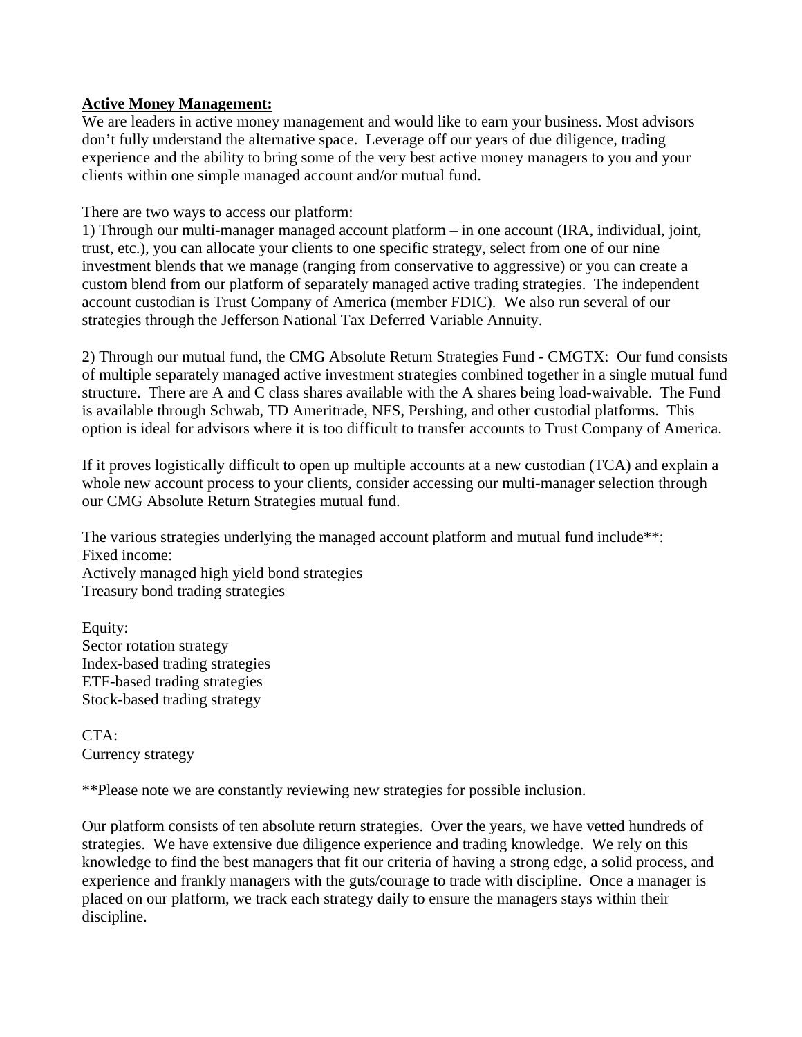**Active Money Management:**

We are leaders in active money management and would like to earn your business. Most advisors don't fully understand the alternative space. Leverage off our years of due diligence, trading experience and the ability to bring some of the very best active money managers to you and your clients within one simple managed account and/or mutual fund.

There are two ways to access our platform:

1) Through our multi-manager managed account platform – in one account (IRA, individual, joint, trust, etc.), you can allocate your clients to one specific strategy, select from one of our nine investment blends that we manage (ranging from conservative to aggressive) or you can create a custom blend from our platform of separately managed active trading strategies. The independent account custodian is Trust Company of America (member FDIC). We also run several of our strategies through the Jefferson National Tax Deferred Variable Annuity.

2) Through our mutual fund, the CMG Absolute Return Strategies Fund - CMGTX: Our fund consists of multiple separately managed active investment strategies combined together in a single mutual fund structure. There are A and C class shares available with the A shares being load-waivable. The Fund is available through Schwab, TD Ameritrade, NFS, Pershing, and other custodial platforms. This option is ideal for advisors where it is too difficult to transfer accounts to Trust Company of America.

If it proves logistically difficult to open up multiple accounts at a new custodian (TCA) and explain a whole new account process to your clients, consider accessing our multi-manager selection through our CMG Absolute Return Strategies mutual fund.

The various strategies underlying the managed account platform and mutual fund include**:

Fixed income:
Actively managed high yield bond strategies
Treasury bond trading strategies

Equity:
Sector rotation strategy
Index-based trading strategies
ETF-based trading strategies
Stock-based trading strategy

CTA:
Currency strategy

**Please note we are constantly reviewing new strategies for possible inclusion.

Our platform consists of ten absolute return strategies. Over the years, we have vetted hundreds of strategies. We have extensive due diligence experience and trading knowledge. We rely on this knowledge to find the best managers that fit our criteria of having a strong edge, a solid process, and experience and frankly managers with the guts/courage to trade with discipline. Once a manager is placed on our platform, we track each strategy daily to ensure the managers stays within their discipline.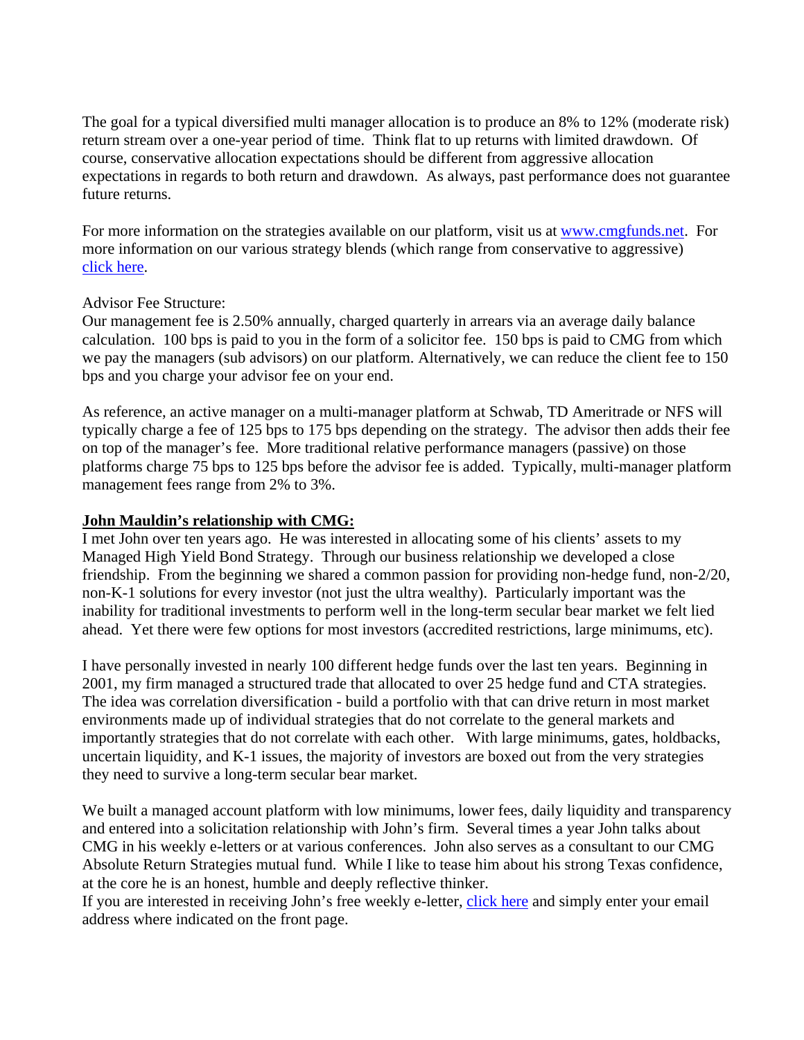The goal for a typical diversified multi manager allocation is to produce an 8% to 12% (moderate risk) return stream over a one-year period of time. Think flat to up returns with limited drawdown. Of course, conservative allocation expectations should be different from aggressive allocation expectations in regards to both return and drawdown. As always, past performance does not guarantee future returns.

For more information on the strategies available on our platform, visit us at [www.cmgfunds.net](www.cmgfunds.net). For more information on our various strategy blends (which range from conservative to aggressive) click here.

Advisor Fee Structure:
Our management fee is 2.50% annually, charged quarterly in arrears via an average daily balance calculation. 100 bps is paid to you in the form of a solicitor fee. 150 bps is paid to CMG from which we pay the managers (sub advisors) on our platform. Alternatively, we can reduce the client fee to 150 bps and you charge your advisor fee on your end.

As reference, an active manager on a multi-manager platform at Schwab, TD Ameritrade or NFS will typically charge a fee of 125 bps to 175 bps depending on the strategy. The advisor then adds their fee on top of the manager's fee. More traditional relative performance managers (passive) on those platforms charge 75 bps to 125 bps before the advisor fee is added. Typically, multi-manager platform management fees range from 2% to 3%.

**John Mauldin's relationship with CMG:**

I met John over ten years ago. He was interested in allocating some of his clients' assets to my Managed High Yield Bond Strategy. Through our business relationship we developed a close friendship. From the beginning we shared a common passion for providing non-hedge fund, non-2/20, non-K-1 solutions for every investor (not just the ultra wealthy). Particularly important was the inability for traditional investments to perform well in the long-term secular bear market we felt lied ahead. Yet there were few options for most investors (accredited restrictions, large minimums, etc).

I have personally invested in nearly 100 different hedge funds over the last ten years. Beginning in 2001, my firm managed a structured trade that allocated to over 25 hedge fund and CTA strategies. The idea was correlation diversification - build a portfolio with that can drive return in most market environments made up of individual strategies that do not correlate to the general markets and importantly strategies that do not correlate with each other. With large minimums, gates, holdbacks, uncertain liquidity, and K-1 issues, the majority of investors are boxed out from the very strategies they need to survive a long-term secular bear market.

We built a managed account platform with low minimums, lower fees, daily liquidity and transparency and entered into a solicitation relationship with John's firm. Several times a year John talks about CMG in his weekly e-letters or at various conferences. John also serves as a consultant to our CMG Absolute Return Strategies mutual fund. While I like to tease him about his strong Texas confidence, at the core he is an honest, humble and deeply reflective thinker.
If you are interested in receiving John's free weekly e-letter, click here and simply enter your email address where indicated on the front page.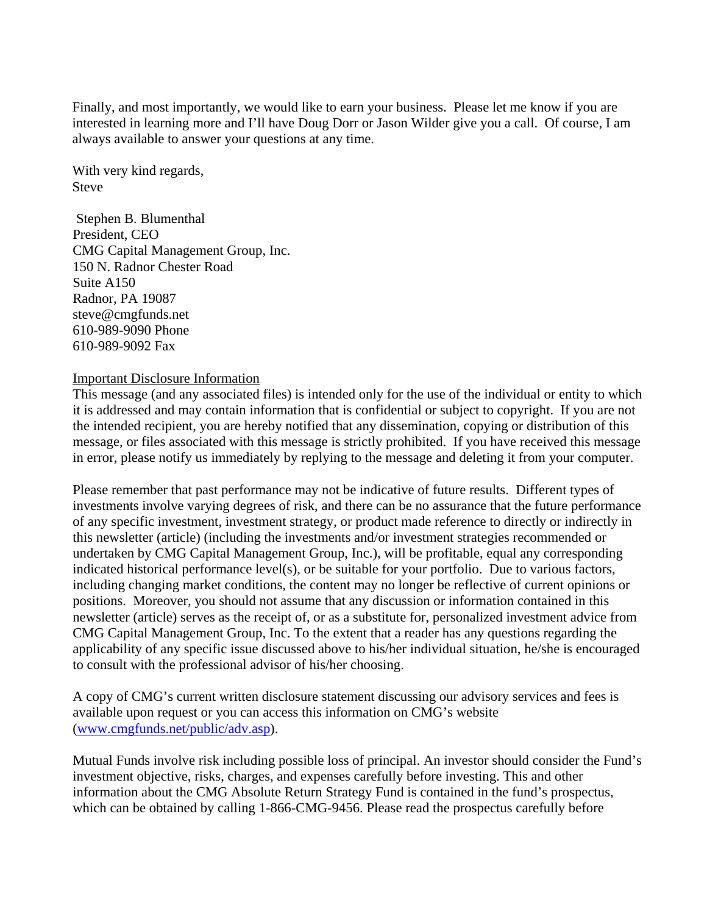Finally, and most importantly, we would like to earn your business. Please let me know if you are interested in learning more and I'll have Doug Dorr or Jason Wilder give you a call. Of course, I am always available to answer your questions at any time.

With very kind regards,
Steve

Stephen B. Blumenthal
President, CEO
CMG Capital Management Group, Inc.
150 N. Radnor Chester Road
Suite A150
Radnor, PA 19087
steve@cmgfunds.net
610-989-9090 Phone
610-989-9092 Fax

Important Disclosure Information

This message (and any associated files) is intended only for the use of the individual or entity to which it is addressed and may contain information that is confidential or subject to copyright. If you are not the intended recipient, you are hereby notified that any dissemination, copying or distribution of this message, or files associated with this message is strictly prohibited. If you have received this message in error, please notify us immediately by replying to the message and deleting it from your computer.

Please remember that past performance may not be indicative of future results. Different types of investments involve varying degrees of risk, and there can be no assurance that the future performance of any specific investment, investment strategy, or product made reference to directly or indirectly in this newsletter (article) (including the investments and/or investment strategies recommended or undertaken by CMG Capital Management Group, Inc.), will be profitable, equal any corresponding indicated historical performance level(s), or be suitable for your portfolio. Due to various factors, including changing market conditions, the content may no longer be reflective of current opinions or positions. Moreover, you should not assume that any discussion or information contained in this newsletter (article) serves as the receipt of, or as a substitute for, personalized investment advice from CMG Capital Management Group, Inc. To the extent that a reader has any questions regarding the applicability of any specific issue discussed above to his/her individual situation, he/she is encouraged to consult with the professional advisor of his/her choosing.

A copy of CMG's current written disclosure statement discussing our advisory services and fees is available upon request or you can access this information on CMG's website (www.cmgfunds.net/public/adv.asp).

Mutual Funds involve risk including possible loss of principal. An investor should consider the Fund's investment objective, risks, charges, and expenses carefully before investing. This and other information about the CMG Absolute Return Strategy Fund is contained in the fund's prospectus, which can be obtained by calling 1-866-CMG-9456. Please read the prospectus carefully before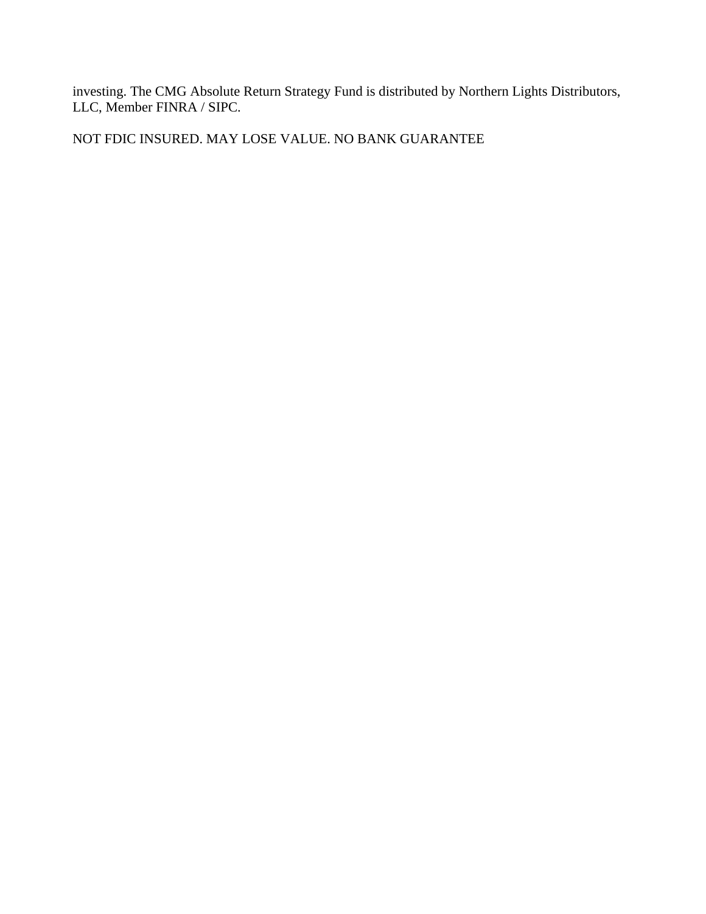investing. The CMG Absolute Return Strategy Fund is distributed by Northern Lights Distributors, LLC, Member FINRA / SIPC.

NOT FDIC INSURED. MAY LOSE VALUE. NO BANK GUARANTEE